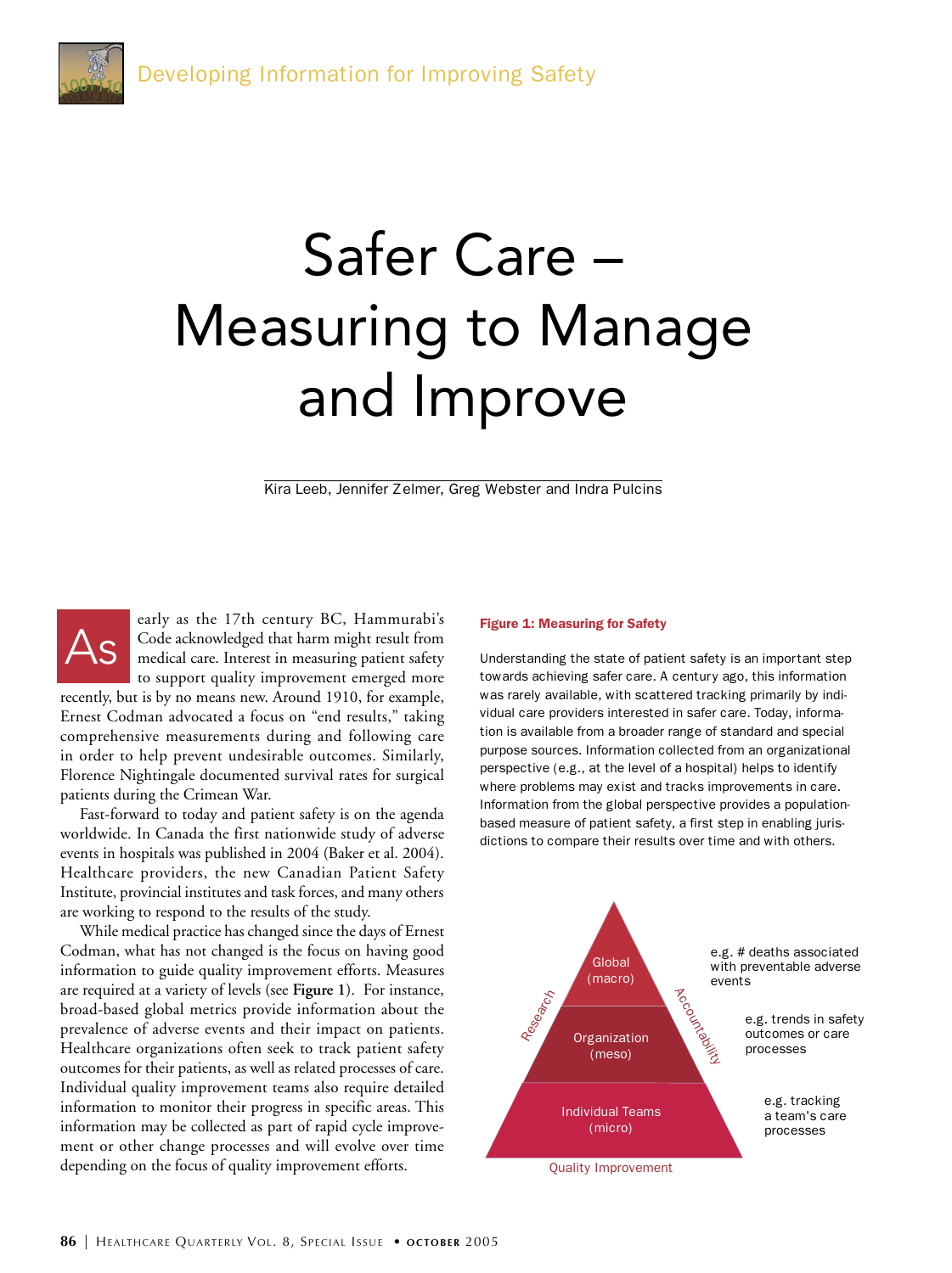# Safer Care – Measuring to Manage and Improve

Kira Leeb, Jennifer Zelmer, Greg Webster and Indra Pulcins

As early as the 17th century BC, Hammurabi's Code acknowledged that harm might result from medical care. Interest in measuring patient safety to support quality improvement emerged more recently, but is by no means new. Around 1910, for example, Ernest Codman advocated a focus on "end results," taking comprehensive measurements during and following care in order to help prevent undesirable outcomes. Similarly, Florence Nightingale documented survival rates for surgical patients during the Crimean War.

Fast-forward to today and patient safety is on the agenda worldwide. In Canada the first nationwide study of adverse events in hospitals was published in 2004 (Baker et al. 2004). Healthcare providers, the new Canadian Patient Safety Institute, provincial institutes and task forces, and many others are working to respond to the results of the study.

While medical practice has changed since the days of Ernest Codman, what has not changed is the focus on having good information to guide quality improvement efforts. Measures are required at a variety of levels (see **Figure 1**). For instance, broad-based global metrics provide information about the prevalence of adverse events and their impact on patients. Healthcare organizations often seek to track patient safety outcomes for their patients, as well as related processes of care. Individual quality improvement teams also require detailed information to monitor their progress in specific areas. This information may be collected as part of rapid cycle improvement or other change processes and will evolve over time depending on the focus of quality improvement efforts.

**Figure 1: Measuring for Safety**

Understanding the state of patient safety is an important step towards achieving safer care. A century ago, this information was rarely available, with scattered tracking primarily by individual care providers interested in safer care. Today, information is available from a broader range of standard and special purpose sources. Information collected from an organizational perspective (e.g., at the level of a hospital) helps to identify where problems may exist and tracks improvements in care. Information from the global perspective provides a population-based measure of patient safety, a first step in enabling jurisdictions to compare their results over time and with others.

| Level | Example |
| --- | --- |
| Global (macro) | e.g. # deaths associated with preventable adverse events |
| Organization (meso) | e.g. trends in safety outcomes or care processes |
| Individual Teams (micro) | e.g. tracking a team's care processes |

Research – Accountability – Quality Improvement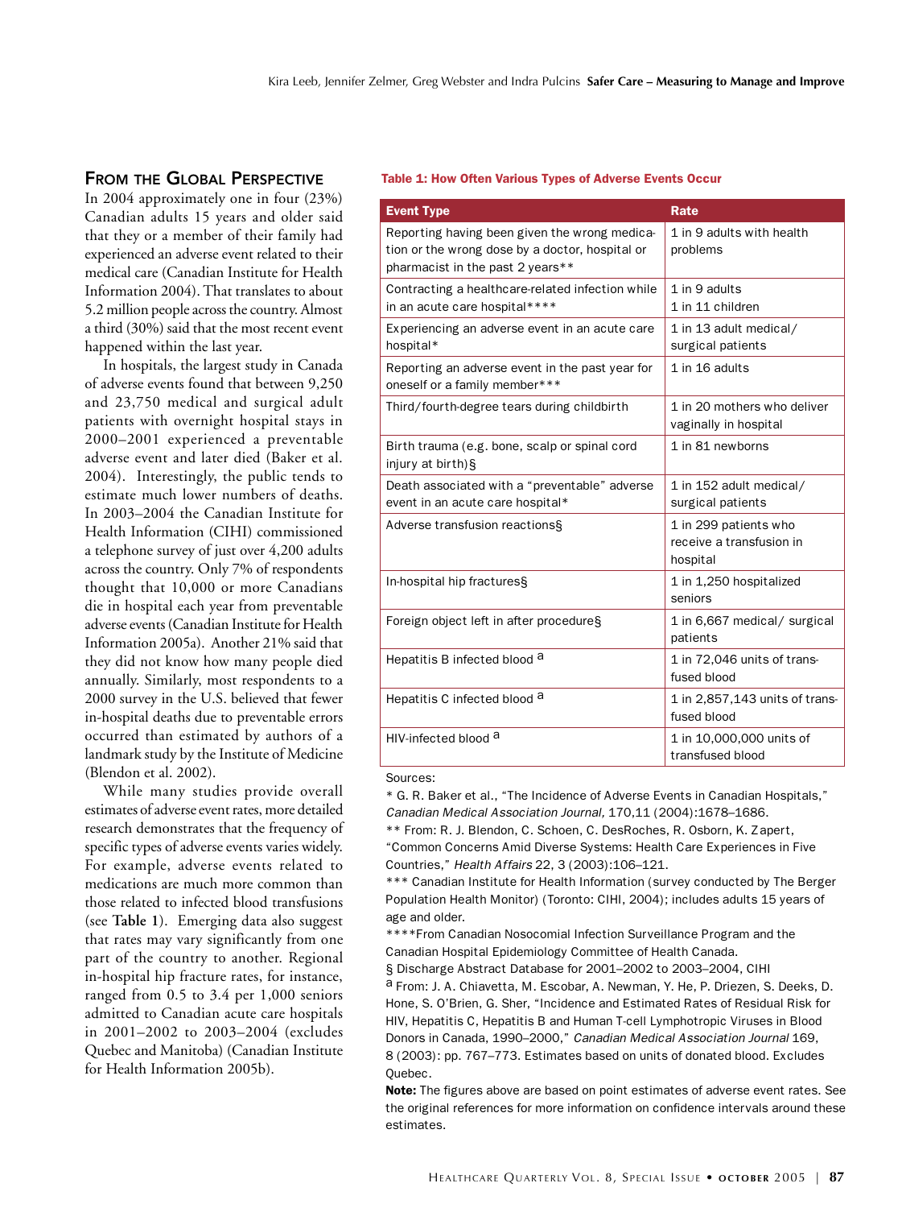## From the Global Perspective

In 2004 approximately one in four (23%) Canadian adults 15 years and older said that they or a member of their family had experienced an adverse event related to their medical care (Canadian Institute for Health Information 2004). That translates to about 5.2 million people across the country. Almost a third (30%) said that the most recent event happened within the last year.

In hospitals, the largest study in Canada of adverse events found that between 9,250 and 23,750 medical and surgical adult patients with overnight hospital stays in 2000–2001 experienced a preventable adverse event and later died (Baker et al. 2004). Interestingly, the public tends to estimate much lower numbers of deaths. In 2003–2004 the Canadian Institute for Health Information (CIHI) commissioned a telephone survey of just over 4,200 adults across the country. Only 7% of respondents thought that 10,000 or more Canadians die in hospital each year from preventable adverse events (Canadian Institute for Health Information 2005a). Another 21% said that they did not know how many people died annually. Similarly, most respondents to a 2000 survey in the U.S. believed that fewer in-hospital deaths due to preventable errors occurred than estimated by authors of a landmark study by the Institute of Medicine (Blendon et al. 2002).

While many studies provide overall estimates of adverse event rates, more detailed research demonstrates that the frequency of specific types of adverse events varies widely. For example, adverse events related to medications are much more common than those related to infected blood transfusions (see **Table 1**). Emerging data also suggest that rates may vary significantly from one part of the country to another. Regional in-hospital hip fracture rates, for instance, ranged from 0.5 to 3.4 per 1,000 seniors admitted to Canadian acute care hospitals in 2001–2002 to 2003–2004 (excludes Quebec and Manitoba) (Canadian Institute for Health Information 2005b).

**Table 1: How Often Various Types of Adverse Events Occur**

| Event Type | Rate |
|---|---|
| Reporting having been given the wrong medication or the wrong dose by a doctor, hospital or pharmacist in the past 2 years** | 1 in 9 adults with health problems |
| Contracting a healthcare-related infection while in an acute care hospital**** | 1 in 9 adults<br>1 in 11 children |
| Experiencing an adverse event in an acute care hospital* | 1 in 13 adult medical/surgical patients |
| Reporting an adverse event in the past year for oneself or a family member*** | 1 in 16 adults |
| Third/fourth-degree tears during childbirth | 1 in 20 mothers who deliver vaginally in hospital |
| Birth trauma (e.g. bone, scalp or spinal cord injury at birth)§ | 1 in 81 newborns |
| Death associated with a "preventable" adverse event in an acute care hospital* | 1 in 152 adult medical/surgical patients |
| Adverse transfusion reactions§ | 1 in 299 patients who receive a transfusion in hospital |
| In-hospital hip fractures§ | 1 in 1,250 hospitalized seniors |
| Foreign object left in after procedure§ | 1 in 6,667 medical/surgical patients |
| Hepatitis B infected blood [a] | 1 in 72,046 units of transfused blood |
| Hepatitis C infected blood [a] | 1 in 2,857,143 units of transfused blood |
| HIV-infected blood [a] | 1 in 10,000,000 units of transfused blood |

Sources:

\* G. R. Baker et al., "The Incidence of Adverse Events in Canadian Hospitals," *Canadian Medical Association Journal*, 170,11 (2004):1678–1686.

\** From: R. J. Blendon, C. Schoen, C. DesRoches, R. Osborn, K. Zapert, "Common Concerns Amid Diverse Systems: Health Care Experiences in Five Countries," *Health Affairs* 22, 3 (2003):106–121.

\*** Canadian Institute for Health Information (survey conducted by The Berger Population Health Monitor) (Toronto: CIHI, 2004); includes adults 15 years of age and older.

\****From Canadian Nosocomial Infection Surveillance Program and the Canadian Hospital Epidemiology Committee of Health Canada.

§ Discharge Abstract Database for 2001–2002 to 2003–2004, CIHI

[a] From: J. A. Chiavetta, M. Escobar, A. Newman, Y. He, P. Driezen, S. Deeks, D. Hone, S. O'Brien, G. Sher, "Incidence and Estimated Rates of Residual Risk for HIV, Hepatitis C, Hepatitis B and Human T-cell Lymphotropic Viruses in Blood Donors in Canada, 1990–2000," *Canadian Medical Association Journal* 169, 8 (2003): pp. 767–773. Estimates based on units of donated blood. Excludes Quebec.

**Note:** The figures above are based on point estimates of adverse event rates. See the original references for more information on confidence intervals around these estimates.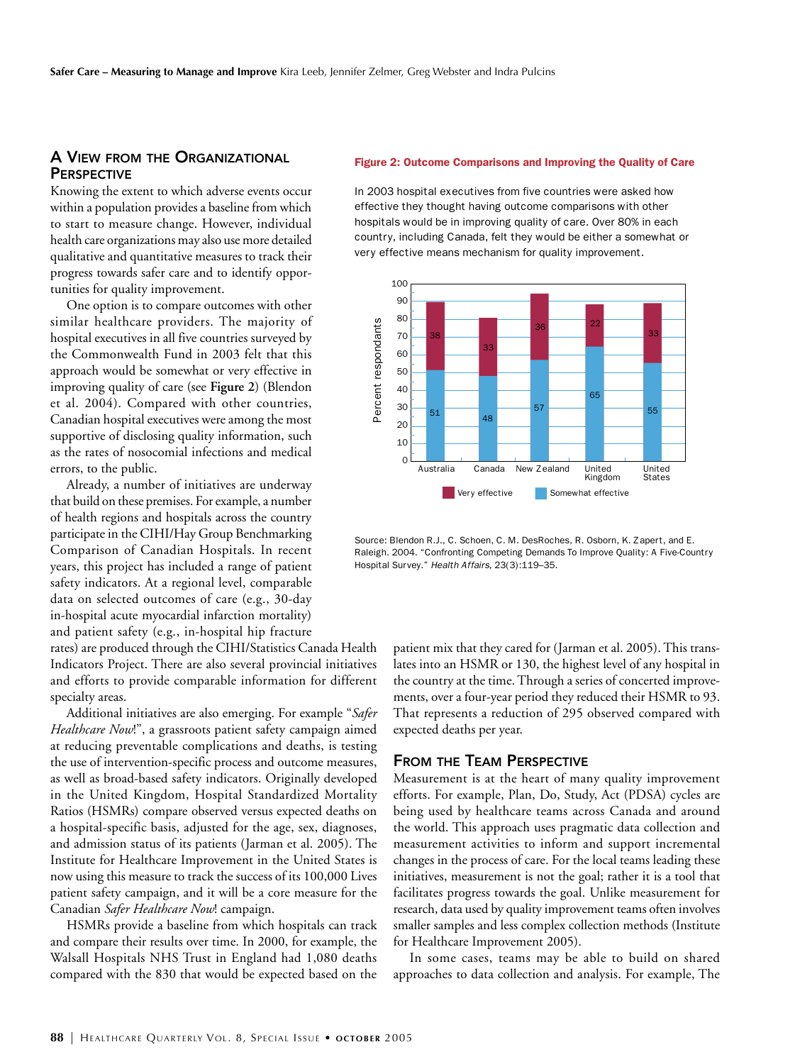## A View from the Organizational Perspective

Knowing the extent to which adverse events occur within a population provides a baseline from which to start to measure change. However, individual health care organizations may also use more detailed qualitative and quantitative measures to track their progress towards safer care and to identify opportunities for quality improvement.

One option is to compare outcomes with other similar healthcare providers. The majority of hospital executives in all five countries surveyed by the Commonwealth Fund in 2003 felt that this approach would be somewhat or very effective in improving quality of care (see **Figure 2**) (Blendon et al. 2004). Compared with other countries, Canadian hospital executives were among the most supportive of disclosing quality information, such as the rates of nosocomial infections and medical errors, to the public.

Already, a number of initiatives are underway that build on these premises. For example, a number of health regions and hospitals across the country participate in the CIHI/Hay Group Benchmarking Comparison of Canadian Hospitals. In recent years, this project has included a range of patient safety indicators. At a regional level, comparable data on selected outcomes of care (e.g., 30-day in-hospital acute myocardial infarction mortality) and patient safety (e.g., in-hospital hip fracture rates) are produced through the CIHI/Statistics Canada Health Indicators Project. There are also several provincial initiatives and efforts to provide comparable information for different specialty areas.

Additional initiatives are also emerging. For example "*Safer Healthcare Now*!", a grassroots patient safety campaign aimed at reducing preventable complications and deaths, is testing the use of intervention-specific process and outcome measures, as well as broad-based safety indicators. Originally developed in the United Kingdom, Hospital Standardized Mortality Ratios (HSMRs) compare observed versus expected deaths on a hospital-specific basis, adjusted for the age, sex, diagnoses, and admission status of its patients (Jarman et al. 2005). The Institute for Healthcare Improvement in the United States is now using this measure to track the success of its 100,000 Lives patient safety campaign, and it will be a core measure for the Canadian *Safer Healthcare Now*! campaign.

HSMRs provide a baseline from which hospitals can track and compare their results over time. In 2000, for example, the Walsall Hospitals NHS Trust in England had 1,080 deaths compared with the 830 that would be expected based on the patient mix that they cared for (Jarman et al. 2005). This translates into an HSMR or 130, the highest level of any hospital in the country at the time. Through a series of concerted improvements, over a four-year period they reduced their HSMR to 93. That represents a reduction of 295 observed compared with expected deaths per year.

**Figure 2: Outcome Comparisons and Improving the Quality of Care**

In 2003 hospital executives from five countries were asked how effective they thought having outcome comparisons with other hospitals would be in improving quality of care. Over 80% in each country, including Canada, felt they would be either a somewhat or very effective means mechanism for quality improvement.

| Country | Somewhat effective (%) | Very effective (%) |
|---|---|---|
| Australia | 51 | 38 |
| Canada | 48 | 33 |
| New Zealand | 57 | 36 |
| United Kingdom | 65 | 22 |
| United States | 55 | 33 |

Source: Blendon R.J., C. Schoen, C. M. DesRoches, R. Osborn, K. Zapert, and E. Raleigh. 2004. "Confronting Competing Demands To Improve Quality: A Five-Country Hospital Survey." *Health Affairs*, 23(3):119–35.

## From the Team Perspective

Measurement is at the heart of many quality improvement efforts. For example, Plan, Do, Study, Act (PDSA) cycles are being used by healthcare teams across Canada and around the world. This approach uses pragmatic data collection and measurement activities to inform and support incremental changes in the process of care. For the local teams leading these initiatives, measurement is not the goal; rather it is a tool that facilitates progress towards the goal. Unlike measurement for research, data used by quality improvement teams often involves smaller samples and less complex collection methods (Institute for Healthcare Improvement 2005).

In some cases, teams may be able to build on shared approaches to data collection and analysis. For example, The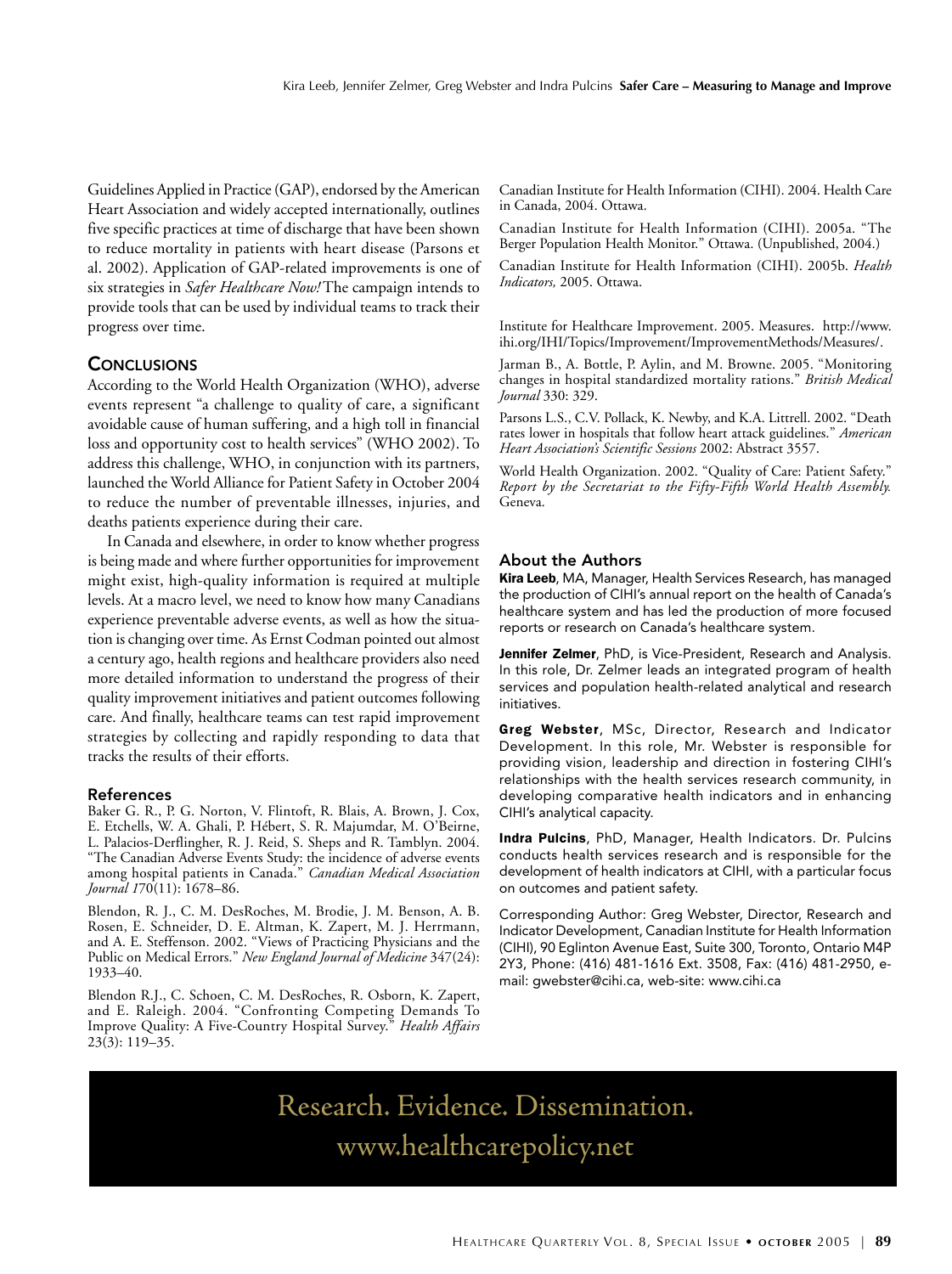Guidelines Applied in Practice (GAP), endorsed by the American Heart Association and widely accepted internationally, outlines five specific practices at time of discharge that have been shown to reduce mortality in patients with heart disease (Parsons et al. 2002). Application of GAP-related improvements is one of six strategies in *Safer Healthcare Now!* The campaign intends to provide tools that can be used by individual teams to track their progress over time.

## Conclusions

According to the World Health Organization (WHO), adverse events represent "a challenge to quality of care, a significant avoidable cause of human suffering, and a high toll in financial loss and opportunity cost to health services" (WHO 2002). To address this challenge, WHO, in conjunction with its partners, launched the World Alliance for Patient Safety in October 2004 to reduce the number of preventable illnesses, injuries, and deaths patients experience during their care.

In Canada and elsewhere, in order to know whether progress is being made and where further opportunities for improvement might exist, high-quality information is required at multiple levels. At a macro level, we need to know how many Canadians experience preventable adverse events, as well as how the situation is changing over time. As Ernst Codman pointed out almost a century ago, health regions and healthcare providers also need more detailed information to understand the progress of their quality improvement initiatives and patient outcomes following care. And finally, healthcare teams can test rapid improvement strategies by collecting and rapidly responding to data that tracks the results of their efforts.

### References

Baker G. R., P. G. Norton, V. Flintoft, R. Blais, A. Brown, J. Cox, E. Etchells, W. A. Ghali, P. Hébert, S. R. Majumdar, M. O'Beirne, L. Palacios-Derflinger, R. J. Reid, S. Sheps and R. Tamblyn. 2004. "The Canadian Adverse Events Study: the incidence of adverse events among hospital patients in Canada." *Canadian Medical Association Journal 1*70(11): 1678–86.

Blendon, R. J., C. M. DesRoches, M. Brodie, J. M. Benson, A. B. Rosen, E. Schneider, D. E. Altman, K. Zapert, M. J. Herrmann, and A. E. Steffenson. 2002. "Views of Practicing Physicians and the Public on Medical Errors." *New England Journal of Medicine* 347(24): 1933–40.

Blendon R.J., C. Schoen, C. M. DesRoches, R. Osborn, K. Zapert, and E. Raleigh. 2004. "Confronting Competing Demands To Improve Quality: A Five-Country Hospital Survey." *Health Affairs* 23(3): 119–35.

Canadian Institute for Health Information (CIHI). 2004. Health Care in Canada, 2004. Ottawa.

Canadian Institute for Health Information (CIHI). 2005a. "The Berger Population Health Monitor." Ottawa. (Unpublished, 2004.)

Canadian Institute for Health Information (CIHI). 2005b. *Health Indicators,* 2005. Ottawa.

Institute for Healthcare Improvement. 2005. Measures. http://www.ihi.org/IHI/Topics/Improvement/ImprovementMethods/Measures/.

Jarman B., A. Bottle, P. Aylin, and M. Browne. 2005. "Monitoring changes in hospital standardized mortality rations." *British Medical Journal* 330: 329.

Parsons L.S., C.V. Pollack, K. Newby, and K.A. Littrell. 2002. "Death rates lower in hospitals that follow heart attack guidelines." *American Heart Association's Scientific Sessions* 2002: Abstract 3557.

World Health Organization. 2002. "Quality of Care: Patient Safety." *Report by the Secretariat to the Fifty-Fifth World Health Assembly.* Geneva.

### About the Authors

**Kira Leeb**, MA, Manager, Health Services Research, has managed the production of CIHI's annual report on the health of Canada's healthcare system and has led the production of more focused reports or research on Canada's healthcare system.

**Jennifer Zelmer**, PhD, is Vice-President, Research and Analysis. In this role, Dr. Zelmer leads an integrated program of health services and population health-related analytical and research initiatives.

**Greg Webster**, MSc, Director, Research and Indicator Development. In this role, Mr. Webster is responsible for providing vision, leadership and direction in fostering CIHI's relationships with the health services research community, in developing comparative health indicators and in enhancing CIHI's analytical capacity.

**Indra Pulcins**, PhD, Manager, Health Indicators. Dr. Pulcins conducts health services research and is responsible for the development of health indicators at CIHI, with a particular focus on outcomes and patient safety.

Corresponding Author: Greg Webster, Director, Research and Indicator Development, Canadian Institute for Health Information (CIHI), 90 Eglinton Avenue East, Suite 300, Toronto, Ontario M4P 2Y3, Phone: (416) 481-1616 Ext. 3508, Fax: (416) 481-2950, e-mail: gwebster@cihi.ca, web-site: www.cihi.ca

Research. Evidence. Dissemination.
www.healthcarepolicy.net